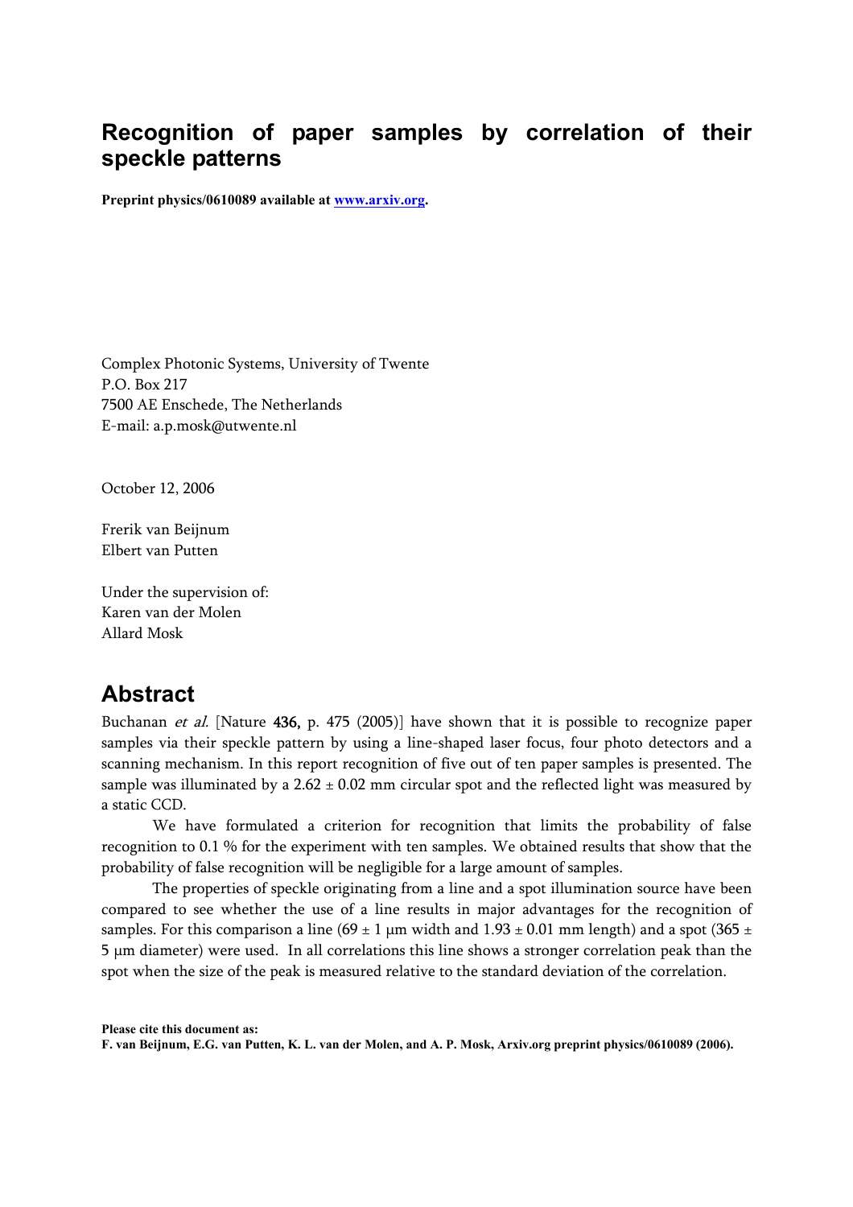# Recognition of paper samples by correlation of their speckle patterns

**Preprint physics/0610089 available at [www.arxiv.org](www.arxiv.org).**

Complex Photonic Systems, University of Twente
P.O. Box 217
7500 AE Enschede, The Netherlands
E-mail: a.p.mosk@utwente.nl

October 12, 2006

Frerik van Beijnum
Elbert van Putten

Under the supervision of:
Karen van der Molen
Allard Mosk

## Abstract

Buchanan *et al.* [Nature **436**, p. 475 (2005)] have shown that it is possible to recognize paper samples via their speckle pattern by using a line-shaped laser focus, four photo detectors and a scanning mechanism. In this report recognition of five out of ten paper samples is presented. The sample was illuminated by a $2.62 \pm 0.02$ mm circular spot and the reflected light was measured by a static CCD.

We have formulated a criterion for recognition that limits the probability of false recognition to 0.1 % for the experiment with ten samples. We obtained results that show that the probability of false recognition will be negligible for a large amount of samples.

The properties of speckle originating from a line and a spot illumination source have been compared to see whether the use of a line results in major advantages for the recognition of samples. For this comparison a line ($69 \pm 1$ μm width and $1.93 \pm 0.01$ mm length) and a spot ($365 \pm 5$ μm diameter) were used. In all correlations this line shows a stronger correlation peak than the spot when the size of the peak is measured relative to the standard deviation of the correlation.

**Please cite this document as:**
**F. van Beijnum, E.G. van Putten, K. L. van der Molen, and A. P. Mosk, Arxiv.org preprint physics/0610089 (2006).**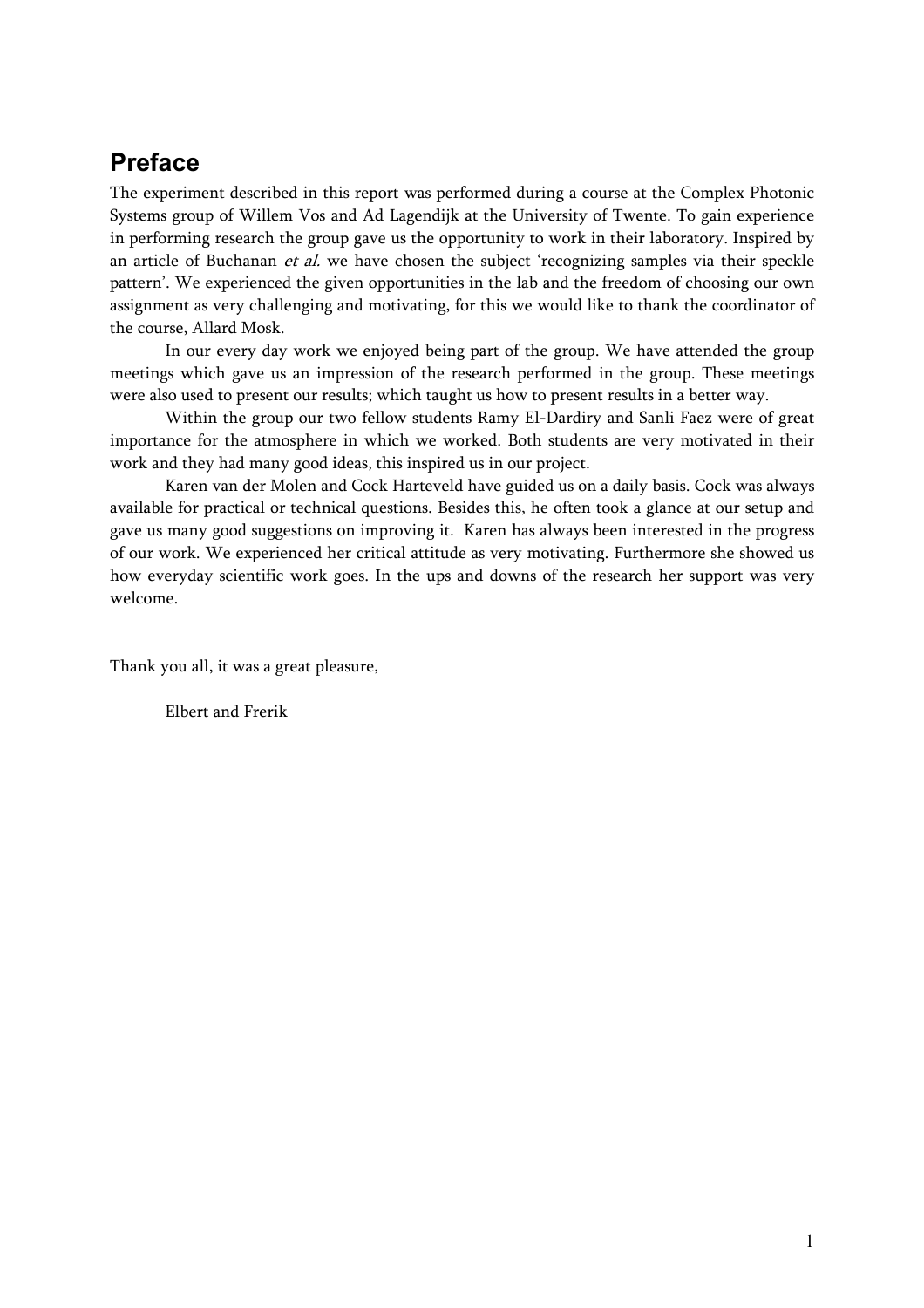## Preface

The experiment described in this report was performed during a course at the Complex Photonic Systems group of Willem Vos and Ad Lagendijk at the University of Twente. To gain experience in performing research the group gave us the opportunity to work in their laboratory. Inspired by an article of Buchanan *et al.* we have chosen the subject 'recognizing samples via their speckle pattern'. We experienced the given opportunities in the lab and the freedom of choosing our own assignment as very challenging and motivating, for this we would like to thank the coordinator of the course, Allard Mosk.

In our every day work we enjoyed being part of the group. We have attended the group meetings which gave us an impression of the research performed in the group. These meetings were also used to present our results; which taught us how to present results in a better way.

Within the group our two fellow students Ramy El-Dardiry and Sanli Faez were of great importance for the atmosphere in which we worked. Both students are very motivated in their work and they had many good ideas, this inspired us in our project.

Karen van der Molen and Cock Harteveld have guided us on a daily basis. Cock was always available for practical or technical questions. Besides this, he often took a glance at our setup and gave us many good suggestions on improving it. Karen has always been interested in the progress of our work. We experienced her critical attitude as very motivating. Furthermore she showed us how everyday scientific work goes. In the ups and downs of the research her support was very welcome.

Thank you all, it was a great pleasure,

Elbert and Frerik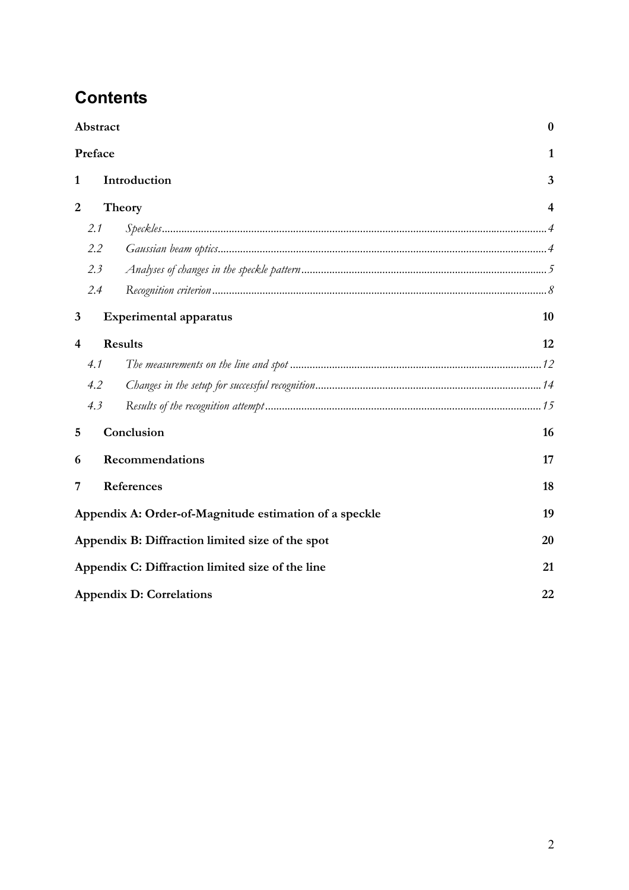# Contents

**Abstract** 0

**Preface** 1

**1 Introduction** 3

**2 Theory** 4

- *2.1 Speckles* 4
- *2.2 Gaussian beam optics* 4
- *2.3 Analyses of changes in the speckle pattern* 5
- *2.4 Recognition criterion* 8

**3 Experimental apparatus** 10

**4 Results** 12

- *4.1 The measurements on the line and spot* 12
- *4.2 Changes in the setup for successful recognition* 14
- *4.3 Results of the recognition attempt* 15

**5 Conclusion** 16

**6 Recommendations** 17

**7 References** 18

**Appendix A: Order-of-Magnitude estimation of a speckle** 19

**Appendix B: Diffraction limited size of the spot** 20

**Appendix C: Diffraction limited size of the line** 21

**Appendix D: Correlations** 22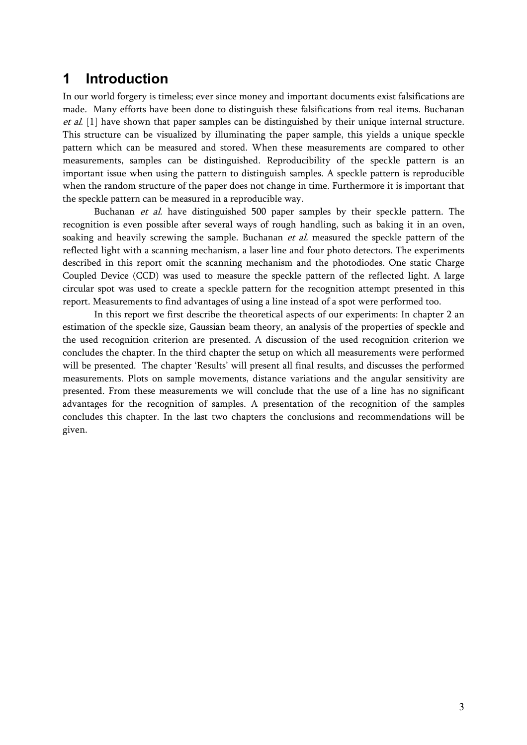# 1 Introduction

In our world forgery is timeless; ever since money and important documents exist falsifications are made. Many efforts have been done to distinguish these falsifications from real items. Buchanan *et al.* [1] have shown that paper samples can be distinguished by their unique internal structure. This structure can be visualized by illuminating the paper sample, this yields a unique speckle pattern which can be measured and stored. When these measurements are compared to other measurements, samples can be distinguished. Reproducibility of the speckle pattern is an important issue when using the pattern to distinguish samples. A speckle pattern is reproducible when the random structure of the paper does not change in time. Furthermore it is important that the speckle pattern can be measured in a reproducible way.

Buchanan *et al.* have distinguished 500 paper samples by their speckle pattern. The recognition is even possible after several ways of rough handling, such as baking it in an oven, soaking and heavily screwing the sample. Buchanan *et al.* measured the speckle pattern of the reflected light with a scanning mechanism, a laser line and four photo detectors. The experiments described in this report omit the scanning mechanism and the photodiodes. One static Charge Coupled Device (CCD) was used to measure the speckle pattern of the reflected light. A large circular spot was used to create a speckle pattern for the recognition attempt presented in this report. Measurements to find advantages of using a line instead of a spot were performed too.

In this report we first describe the theoretical aspects of our experiments: In chapter 2 an estimation of the speckle size, Gaussian beam theory, an analysis of the properties of speckle and the used recognition criterion are presented. A discussion of the used recognition criterion we concludes the chapter. In the third chapter the setup on which all measurements were performed will be presented. The chapter 'Results' will present all final results, and discusses the performed measurements. Plots on sample movements, distance variations and the angular sensitivity are presented. From these measurements we will conclude that the use of a line has no significant advantages for the recognition of samples. A presentation of the recognition of the samples concludes this chapter. In the last two chapters the conclusions and recommendations will be given.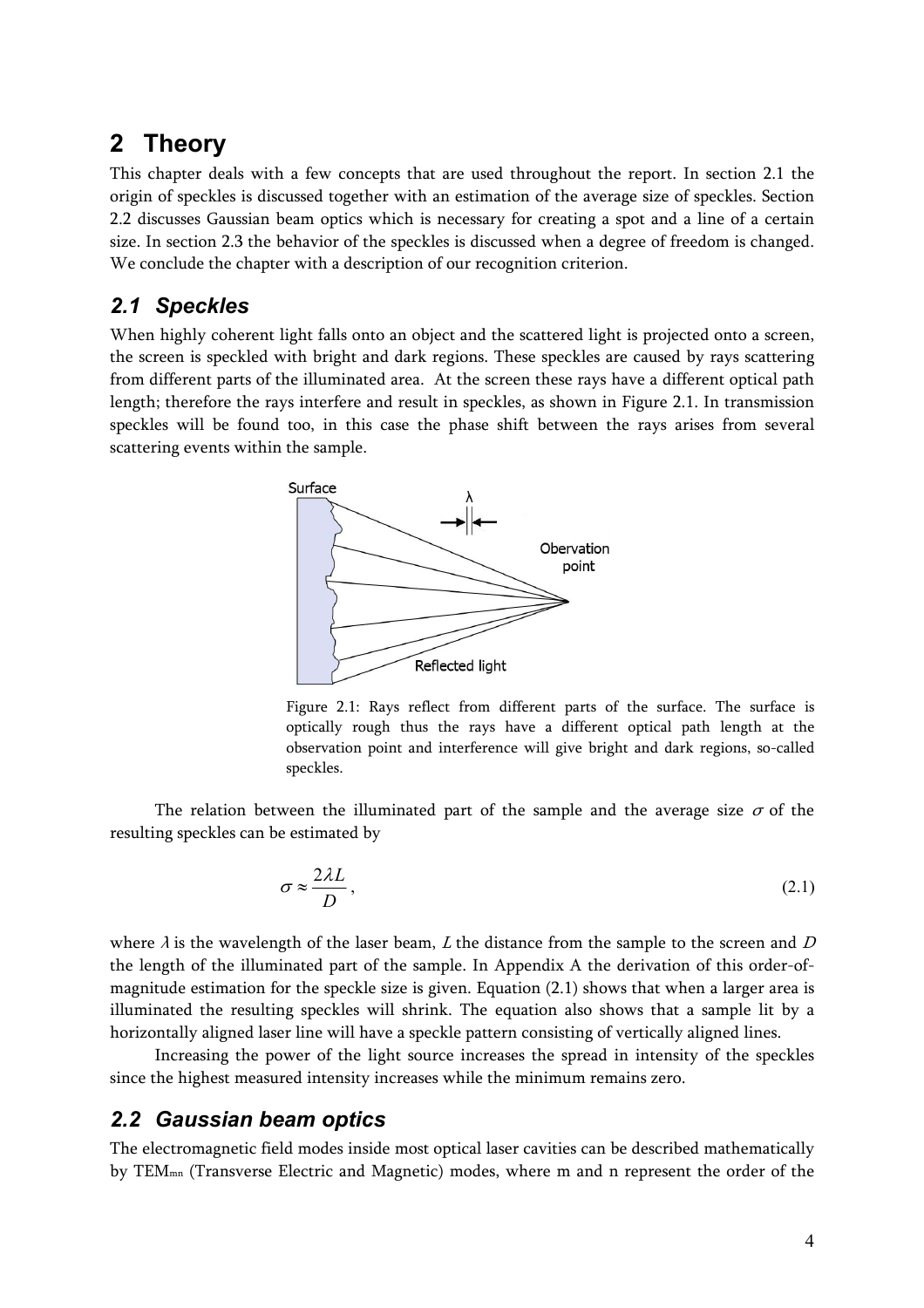# 2 Theory

This chapter deals with a few concepts that are used throughout the report. In section 2.1 the origin of speckles is discussed together with an estimation of the average size of speckles. Section 2.2 discusses Gaussian beam optics which is necessary for creating a spot and a line of a certain size. In section 2.3 the behavior of the speckles is discussed when a degree of freedom is changed. We conclude the chapter with a description of our recognition criterion.

## 2.1 Speckles

When highly coherent light falls onto an object and the scattered light is projected onto a screen, the screen is speckled with bright and dark regions. These speckles are caused by rays scattering from different parts of the illuminated area. At the screen these rays have a different optical path length; therefore the rays interfere and result in speckles, as shown in Figure 2.1. In transmission speckles will be found too, in this case the phase shift between the rays arises from several scattering events within the sample.

Figure 2.1: Rays reflect from different parts of the surface. The surface is optically rough thus the rays have a different optical path length at the observation point and interference will give bright and dark regions, so-called speckles.

The relation between the illuminated part of the sample and the average size $\sigma$ of the resulting speckles can be estimated by

$$\sigma \approx \frac{2\lambda L}{D}, \tag{2.1}$$

where $\lambda$ is the wavelength of the laser beam, $L$ the distance from the sample to the screen and $D$ the length of the illuminated part of the sample. In Appendix A the derivation of this order-of-magnitude estimation for the speckle size is given. Equation (2.1) shows that when a larger area is illuminated the resulting speckles will shrink. The equation also shows that a sample lit by a horizontally aligned laser line will have a speckle pattern consisting of vertically aligned lines.

Increasing the power of the light source increases the spread in intensity of the speckles since the highest measured intensity increases while the minimum remains zero.

## 2.2 Gaussian beam optics

The electromagnetic field modes inside most optical laser cavities can be described mathematically by $TEM_{mn}$ (Transverse Electric and Magnetic) modes, where m and n represent the order of the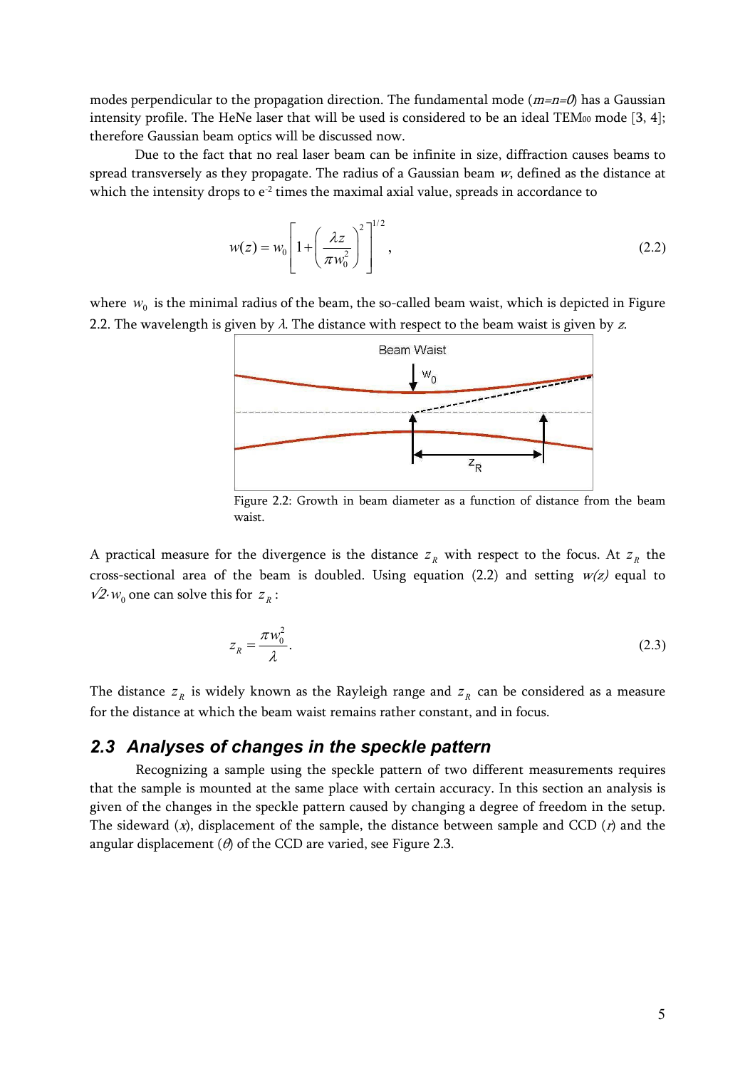modes perpendicular to the propagation direction. The fundamental mode ($m=n=0$) has a Gaussian intensity profile. The HeNe laser that will be used is considered to be an ideal $TEM_{00}$ mode [3, 4]; therefore Gaussian beam optics will be discussed now.

Due to the fact that no real laser beam can be infinite in size, diffraction causes beams to spread transversely as they propagate. The radius of a Gaussian beam $w$, defined as the distance at which the intensity drops to $e^{-2}$ times the maximal axial value, spreads in accordance to

$$w(z) = w_0 \left[ 1 + \left( \frac{\lambda z}{\pi w_0^2} \right)^2 \right]^{1/2}, \tag{2.2}$$

where $w_0$ is the minimal radius of the beam, the so-called beam waist, which is depicted in Figure 2.2. The wavelength is given by $\lambda$. The distance with respect to the beam waist is given by $z$.

Figure 2.2: Growth in beam diameter as a function of distance from the beam waist.

A practical measure for the divergence is the distance $z_R$ with respect to the focus. At $z_R$ the cross-sectional area of the beam is doubled. Using equation (2.2) and setting $w(z)$ equal to $\sqrt{2} \cdot w_0$ one can solve this for $z_R$:

$$z_R = \frac{\pi w_0^2}{\lambda}. \tag{2.3}$$

The distance $z_R$ is widely known as the Rayleigh range and $z_R$ can be considered as a measure for the distance at which the beam waist remains rather constant, and in focus.

## 2.3 Analyses of changes in the speckle pattern

Recognizing a sample using the speckle pattern of two different measurements requires that the sample is mounted at the same place with certain accuracy. In this section an analysis is given of the changes in the speckle pattern caused by changing a degree of freedom in the setup. The sideward ($x$), displacement of the sample, the distance between sample and CCD ($r$) and the angular displacement ($\theta$) of the CCD are varied, see Figure 2.3.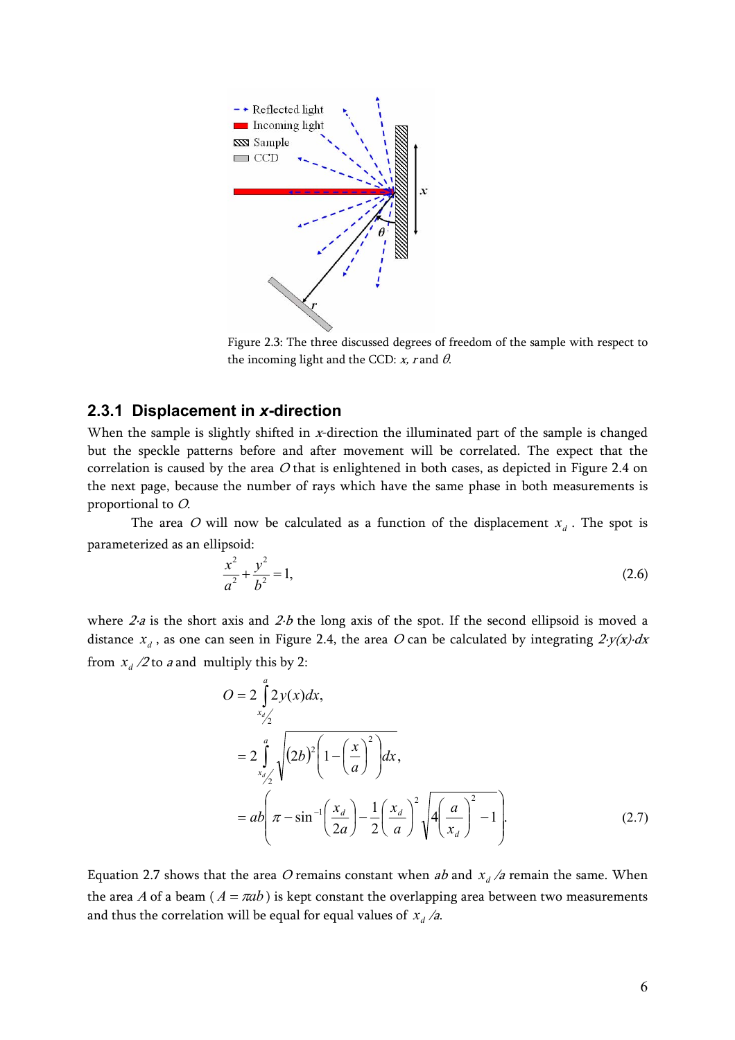Figure 2.3: The three discussed degrees of freedom of the sample with respect to the incoming light and the CCD: *x*, *r* and $\theta$.

### 2.3.1 Displacement in *x*-direction

When the sample is slightly shifted in *x*-direction the illuminated part of the sample is changed but the speckle patterns before and after movement will be correlated. The expect that the correlation is caused by the area *O* that is enlightened in both cases, as depicted in Figure 2.4 on the next page, because the number of rays which have the same phase in both measurements is proportional to *O*.

The area *O* will now be calculated as a function of the displacement $x_d$. The spot is parameterized as an ellipsoid:

$$\frac{x^2}{a^2}+\frac{y^2}{b^2}=1, \tag{2.6}$$

where $2 \cdot a$ is the short axis and $2 \cdot b$ the long axis of the spot. If the second ellipsoid is moved a distance $x_d$, as one can seen in Figure 2.4, the area *O* can be calculated by integrating $2 \cdot y(x) \cdot dx$ from $x_d/2$ to $a$ and multiply this by 2:

$$\begin{aligned} O &= 2\int_{x_d/2}^{a} 2y(x)dx, \\ &= 2\int_{x_d/2}^{a} \sqrt{(2b)^2\left(1-\left(\frac{x}{a}\right)^2\right)}dx, \\ &= ab\left(\pi - \sin^{-1}\left(\frac{x_d}{2a}\right) - \frac{1}{2}\left(\frac{x_d}{a}\right)^2\sqrt{4\left(\frac{a}{x_d}\right)^2 - 1}\right). \end{aligned} \tag{2.7}$$

Equation 2.7 shows that the area *O* remains constant when $ab$ and $x_d/a$ remain the same. When the area *A* of a beam ($A = \pi ab$) is kept constant the overlapping area between two measurements and thus the correlation will be equal for equal values of $x_d/a$.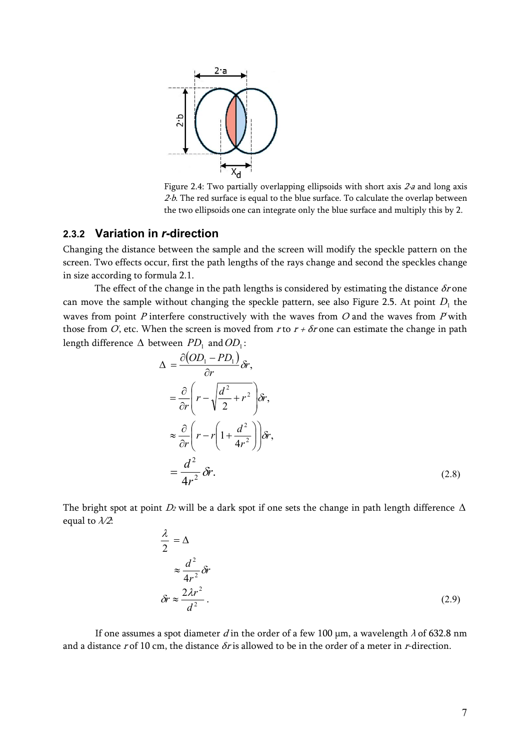Figure 2.4: Two partially overlapping ellipsoids with short axis $2{\cdot}a$ and long axis $2{\cdot}b$. The red surface is equal to the blue surface. To calculate the overlap between the two ellipsoids one can integrate only the blue surface and multiply this by 2.

### 2.3.2 Variation in *r*-direction

Changing the distance between the sample and the screen will modify the speckle pattern on the screen. Two effects occur, first the path lengths of the rays change and second the speckles change in size according to formula 2.1.

The effect of the change in the path lengths is considered by estimating the distance $\delta r$ one can move the sample without changing the speckle pattern, see also Figure 2.5. At point $D_1$ the waves from point $P$ interfere constructively with the waves from $O$ and the waves from $P'$ with those from $O'$, etc. When the screen is moved from $r$ to $r + \delta r$ one can estimate the change in path length difference $\Delta$ between $PD_1$ and $OD_1$:

$$
\begin{aligned}
\Delta &= \frac{\partial\left(OD_1 - PD_1\right)}{\partial r}\delta r, \\
&= \frac{\partial}{\partial r}\left(r - \sqrt{\frac{d^2}{2} + r^2}\right)\delta r, \\
&\approx \frac{\partial}{\partial r}\left(r - r\left(1 + \frac{d^2}{4r^2}\right)\right)\delta r, \\
&= \frac{d^2}{4r^2}\delta r.
\end{aligned}
\tag{2.8}
$$

The bright spot at point $D_2$ will be a dark spot if one sets the change in path length difference $\Delta$ equal to $\lambda/2$:

$$
\begin{aligned}
\frac{\lambda}{2} &= \Delta \\
&\approx \frac{d^2}{4r^2}\delta r \\
\delta r &\approx \frac{2\lambda r^2}{d^2}.
\end{aligned}
\tag{2.9}
$$

If one assumes a spot diameter $d$ in the order of a few 100 µm, a wavelength $\lambda$ of 632.8 nm and a distance $r$ of 10 cm, the distance $\delta r$ is allowed to be in the order of a meter in $r$-direction.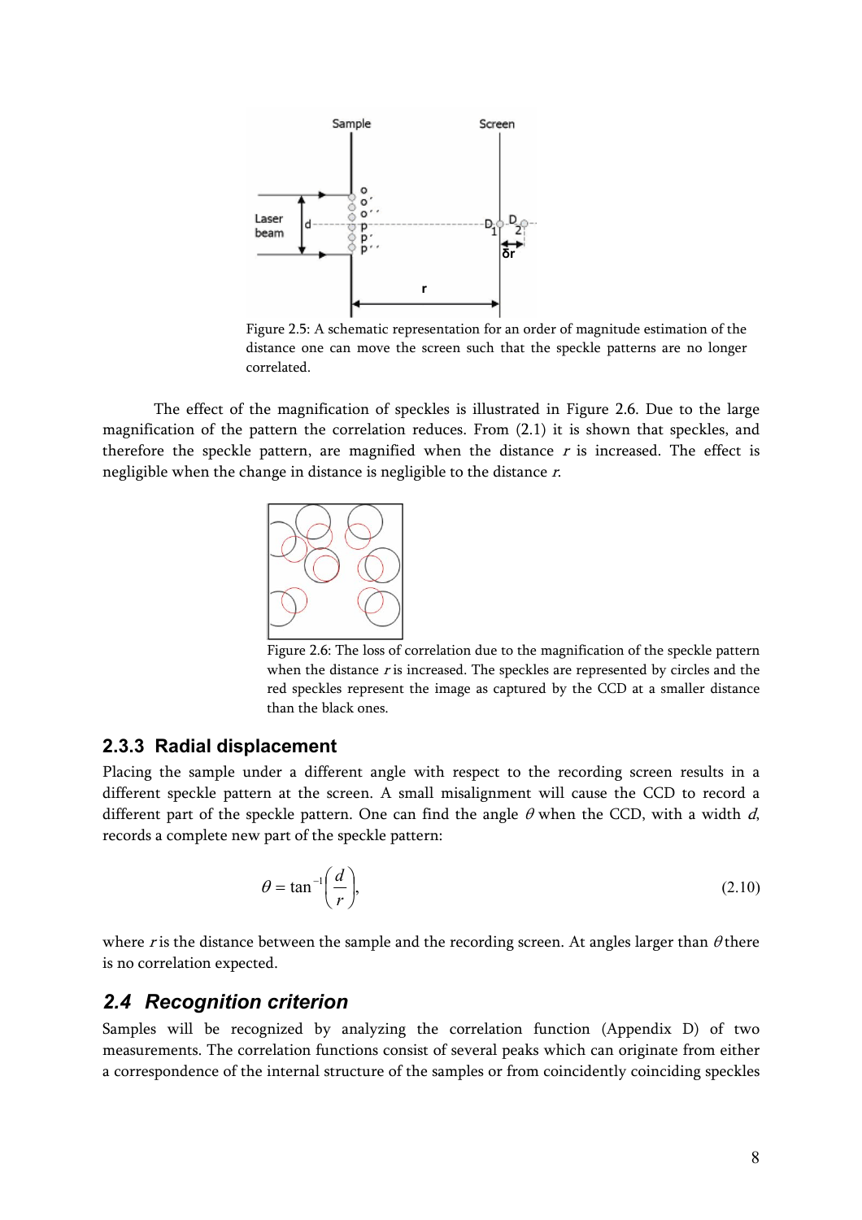Figure 2.5: A schematic representation for an order of magnitude estimation of the distance one can move the screen such that the speckle patterns are no longer correlated.

The effect of the magnification of speckles is illustrated in Figure 2.6. Due to the large magnification of the pattern the correlation reduces. From (2.1) it is shown that speckles, and therefore the speckle pattern, are magnified when the distance $r$ is increased. The effect is negligible when the change in distance is negligible to the distance $r$.

Figure 2.6: The loss of correlation due to the magnification of the speckle pattern when the distance $r$ is increased. The speckles are represented by circles and the red speckles represent the image as captured by the CCD at a smaller distance than the black ones.

### 2.3.3 Radial displacement

Placing the sample under a different angle with respect to the recording screen results in a different speckle pattern at the screen. A small misalignment will cause the CCD to record a different part of the speckle pattern. One can find the angle $\theta$ when the CCD, with a width $d$, records a complete new part of the speckle pattern:

$$\theta = \tan^{-1}\left(\frac{d}{r}\right), \tag{2.10}$$

where $r$ is the distance between the sample and the recording screen. At angles larger than $\theta$ there is no correlation expected.

## *2.4 Recognition criterion*

Samples will be recognized by analyzing the correlation function (Appendix D) of two measurements. The correlation functions consist of several peaks which can originate from either a correspondence of the internal structure of the samples or from coincidently coinciding speckles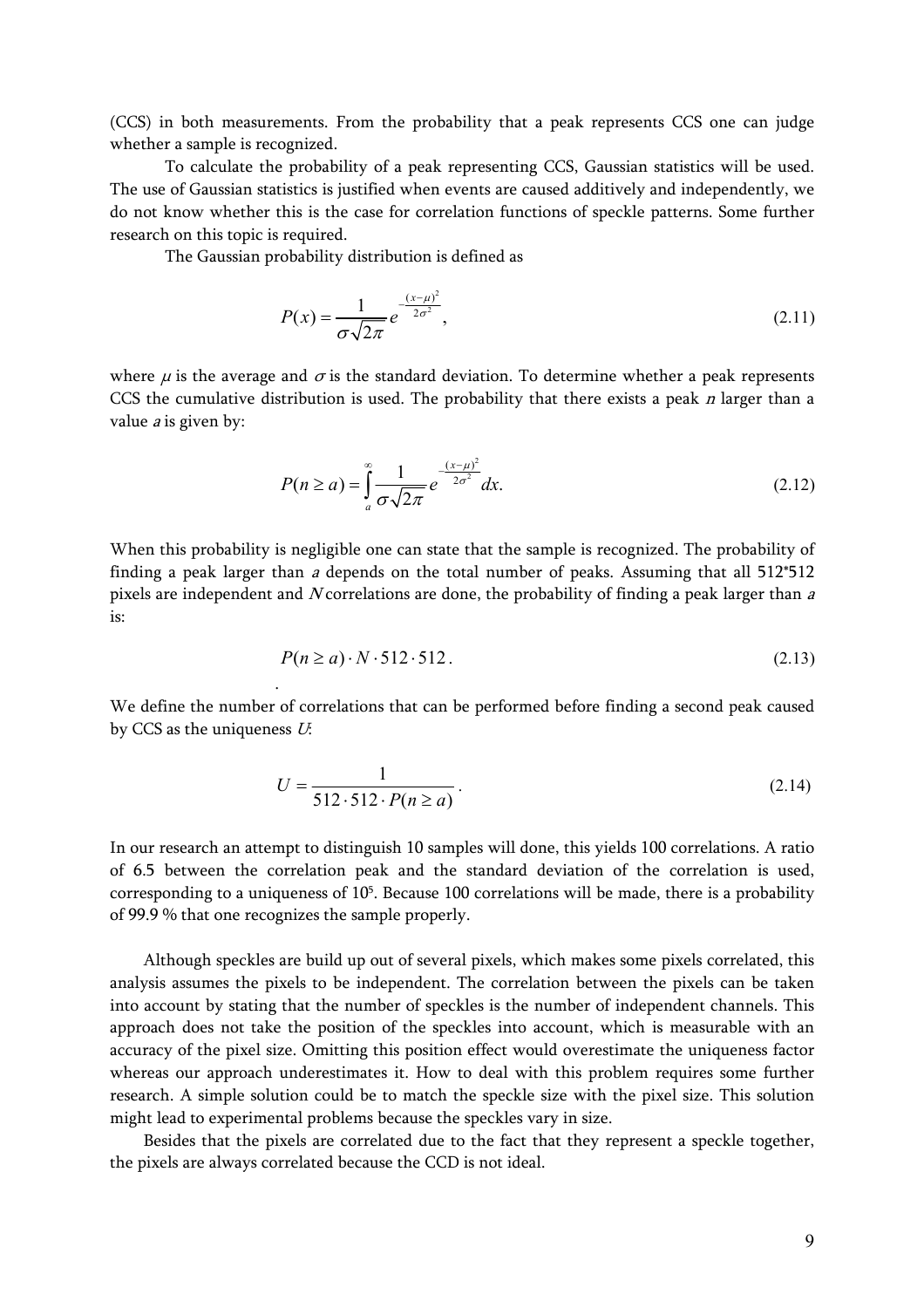(CCS) in both measurements. From the probability that a peak represents CCS one can judge whether a sample is recognized.

To calculate the probability of a peak representing CCS, Gaussian statistics will be used. The use of Gaussian statistics is justified when events are caused additively and independently, we do not know whether this is the case for correlation functions of speckle patterns. Some further research on this topic is required.

The Gaussian probability distribution is defined as

$$P(x) = \frac{1}{\sigma\sqrt{2\pi}} e^{-\frac{(x-\mu)^2}{2\sigma^2}}, \tag{2.11}$$

where $\mu$ is the average and $\sigma$ is the standard deviation. To determine whether a peak represents CCS the cumulative distribution is used. The probability that there exists a peak $n$ larger than a value $a$ is given by:

$$P(n \geq a) = \int_a^\infty \frac{1}{\sigma\sqrt{2\pi}} e^{-\frac{(x-\mu)^2}{2\sigma^2}} dx. \tag{2.12}$$

When this probability is negligible one can state that the sample is recognized. The probability of finding a peak larger than $a$ depends on the total number of peaks. Assuming that all 512*512 pixels are independent and $N$ correlations are done, the probability of finding a peak larger than $a$ is:

$$P(n \geq a) \cdot N \cdot 512 \cdot 512. \tag{2.13}$$

We define the number of correlations that can be performed before finding a second peak caused by CCS as the uniqueness $U$:

$$U = \frac{1}{512 \cdot 512 \cdot P(n \geq a)}. \tag{2.14}$$

In our research an attempt to distinguish 10 samples will done, this yields 100 correlations. A ratio of 6.5 between the correlation peak and the standard deviation of the correlation is used, corresponding to a uniqueness of $10^5$. Because 100 correlations will be made, there is a probability of 99.9 % that one recognizes the sample properly.

Although speckles are build up out of several pixels, which makes some pixels correlated, this analysis assumes the pixels to be independent. The correlation between the pixels can be taken into account by stating that the number of speckles is the number of independent channels. This approach does not take the position of the speckles into account, which is measurable with an accuracy of the pixel size. Omitting this position effect would overestimate the uniqueness factor whereas our approach underestimates it. How to deal with this problem requires some further research. A simple solution could be to match the speckle size with the pixel size. This solution might lead to experimental problems because the speckles vary in size.

Besides that the pixels are correlated due to the fact that they represent a speckle together, the pixels are always correlated because the CCD is not ideal.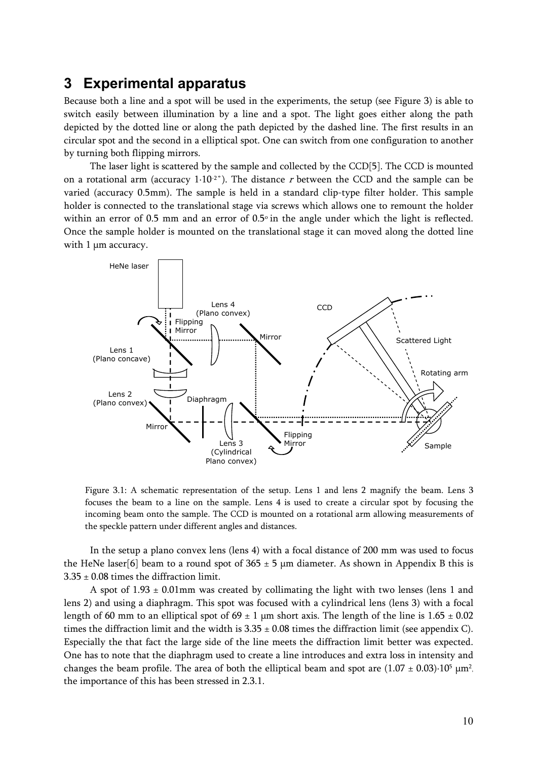## 3 Experimental apparatus

Because both a line and a spot will be used in the experiments, the setup (see Figure 3) is able to switch easily between illumination by a line and a spot. The light goes either along the path depicted by the dotted line or along the path depicted by the dashed line. The first results in an circular spot and the second in a elliptical spot. One can switch from one configuration to another by turning both flipping mirrors.

The laser light is scattered by the sample and collected by the CCD[5]. The CCD is mounted on a rotational arm (accuracy $1{\cdot}10^{-2\,\circ}$). The distance $r$ between the CCD and the sample can be varied (accuracy 0.5mm). The sample is held in a standard clip-type filter holder. This sample holder is connected to the translational stage via screws which allows one to remount the holder within an error of 0.5 mm and an error of $0.5^{\circ}$ in the angle under which the light is reflected. Once the sample holder is mounted on the translational stage it can moved along the dotted line with 1 μm accuracy.

Figure 3.1: A schematic representation of the setup. Lens 1 and lens 2 magnify the beam. Lens 3 focuses the beam to a line on the sample. Lens 4 is used to create a circular spot by focusing the incoming beam onto the sample. The CCD is mounted on a rotational arm allowing measurements of the speckle pattern under different angles and distances.

In the setup a plano convex lens (lens 4) with a focal distance of 200 mm was used to focus the HeNe laser[6] beam to a round spot of $365 \pm 5$ μm diameter. As shown in Appendix B this is $3.35 \pm 0.08$ times the diffraction limit.

A spot of $1.93 \pm 0.01$mm was created by collimating the light with two lenses (lens 1 and lens 2) and using a diaphragm. This spot was focused with a cylindrical lens (lens 3) with a focal length of 60 mm to an elliptical spot of $69 \pm 1$ μm short axis. The length of the line is $1.65 \pm 0.02$ times the diffraction limit and the width is $3.35 \pm 0.08$ times the diffraction limit (see appendix C). Especially the that fact the large side of the line meets the diffraction limit better was expected. One has to note that the diaphragm used to create a line introduces and extra loss in intensity and changes the beam profile. The area of both the elliptical beam and spot are $(1.07 \pm 0.03){\cdot}10^5$ μm$^2$, the importance of this has been stressed in 2.3.1.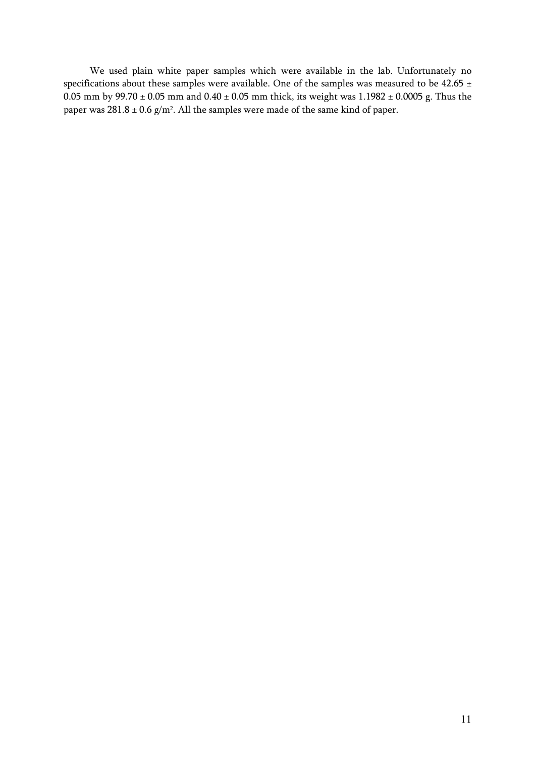We used plain white paper samples which were available in the lab. Unfortunately no specifications about these samples were available. One of the samples was measured to be 42.65 $\pm$ 0.05 mm by 99.70 $\pm$ 0.05 mm and 0.40 $\pm$ 0.05 mm thick, its weight was 1.1982 $\pm$ 0.0005 g. Thus the paper was 281.8 $\pm$ 0.6 g/m$^2$. All the samples were made of the same kind of paper.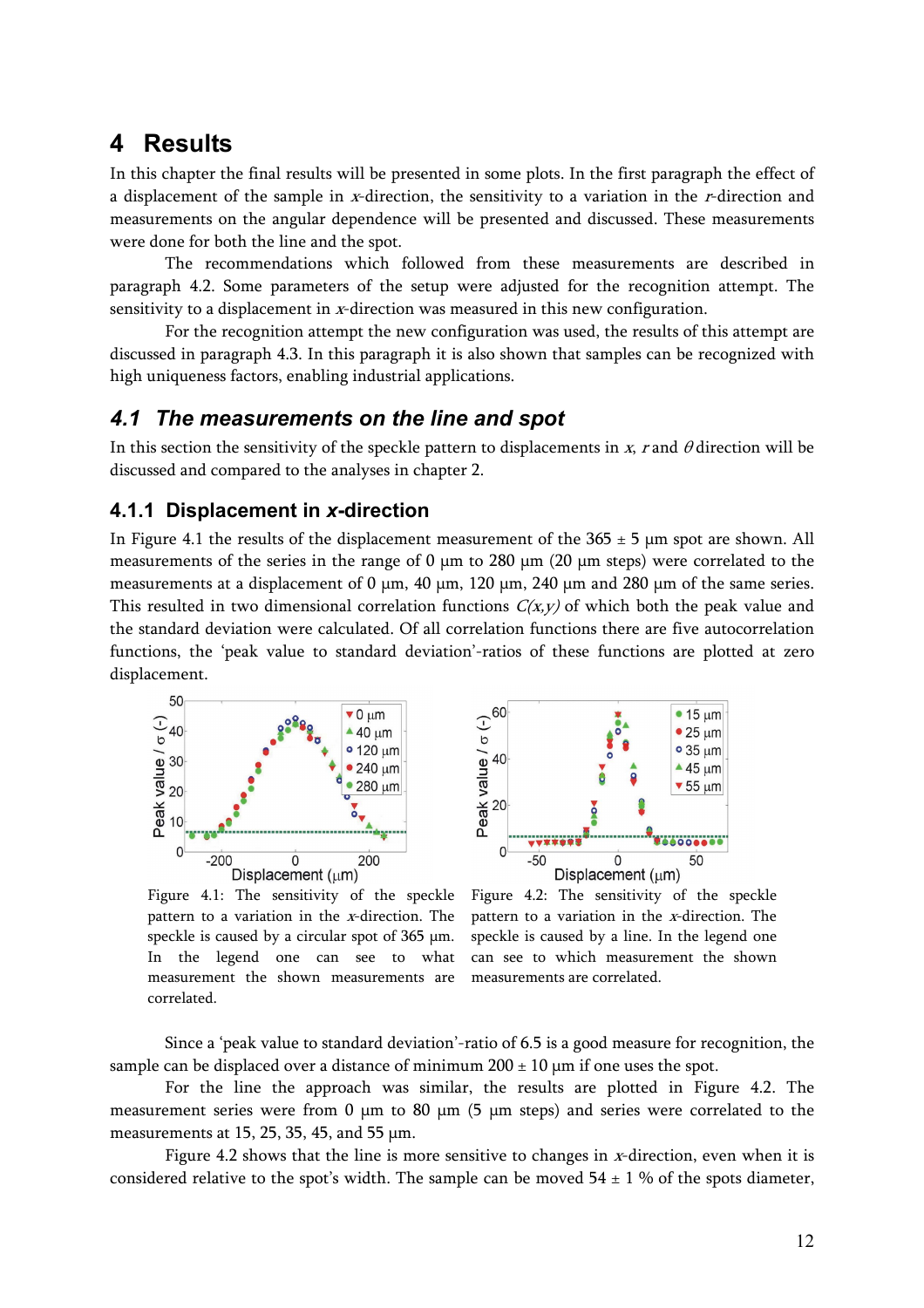# 4 Results

In this chapter the final results will be presented in some plots. In the first paragraph the effect of a displacement of the sample in *x*-direction, the sensitivity to a variation in the *r*-direction and measurements on the angular dependence will be presented and discussed. These measurements were done for both the line and the spot.

The recommendations which followed from these measurements are described in paragraph 4.2. Some parameters of the setup were adjusted for the recognition attempt. The sensitivity to a displacement in *x*-direction was measured in this new configuration.

For the recognition attempt the new configuration was used, the results of this attempt are discussed in paragraph 4.3. In this paragraph it is also shown that samples can be recognized with high uniqueness factors, enabling industrial applications.

## 4.1 The measurements on the line and spot

In this section the sensitivity of the speckle pattern to displacements in *x*, *r* and $\theta$ direction will be discussed and compared to the analyses in chapter 2.

### 4.1.1 Displacement in *x*-direction

In Figure 4.1 the results of the displacement measurement of the 365 ± 5 μm spot are shown. All measurements of the series in the range of 0 μm to 280 μm (20 μm steps) were correlated to the measurements at a displacement of 0 μm, 40 μm, 120 μm, 240 μm and 280 μm of the same series. This resulted in two dimensional correlation functions *C(x,y)* of which both the peak value and the standard deviation were calculated. Of all correlation functions there are five autocorrelation functions, the 'peak value to standard deviation'-ratios of these functions are plotted at zero displacement.

Figure 4.1: The sensitivity of the speckle pattern to a variation in the *x*-direction. The speckle is caused by a circular spot of 365 μm. In the legend one can see to what measurement the shown measurements are correlated.

Figure 4.2: The sensitivity of the speckle pattern to a variation in the *x*-direction. The speckle is caused by a line. In the legend one can see to which measurement the shown measurements are correlated.

Since a 'peak value to standard deviation'-ratio of 6.5 is a good measure for recognition, the sample can be displaced over a distance of minimum 200 ± 10 μm if one uses the spot.

For the line the approach was similar, the results are plotted in Figure 4.2. The measurement series were from 0 μm to 80 μm (5 μm steps) and series were correlated to the measurements at 15, 25, 35, 45, and 55 μm.

Figure 4.2 shows that the line is more sensitive to changes in *x*-direction, even when it is considered relative to the spot's width. The sample can be moved 54 ± 1 % of the spots diameter,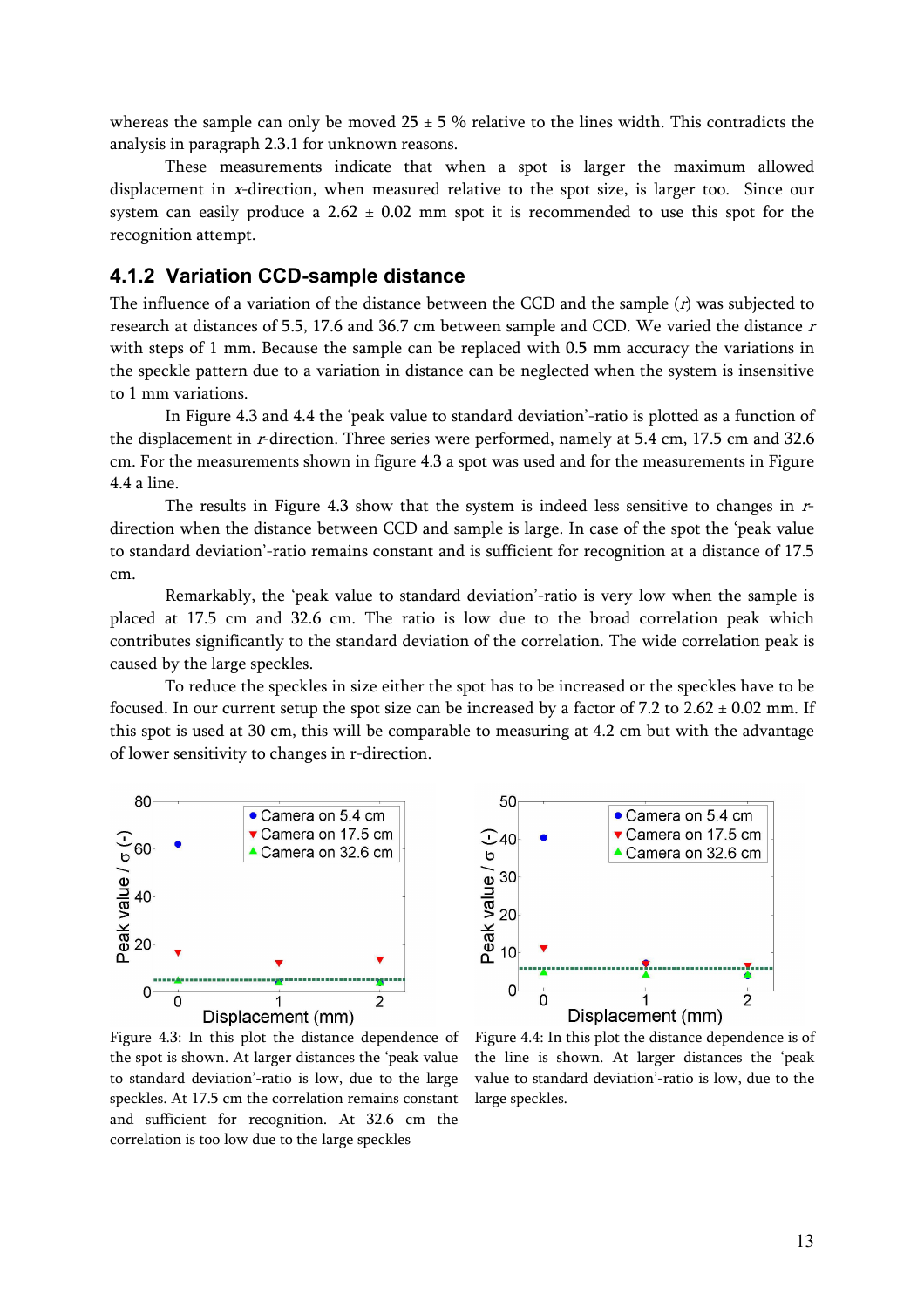whereas the sample can only be moved 25 ± 5 % relative to the lines width. This contradicts the analysis in paragraph 2.3.1 for unknown reasons.

These measurements indicate that when a spot is larger the maximum allowed displacement in *x*-direction, when measured relative to the spot size, is larger too. Since our system can easily produce a 2.62 ± 0.02 mm spot it is recommended to use this spot for the recognition attempt.

### 4.1.2 Variation CCD-sample distance

The influence of a variation of the distance between the CCD and the sample (*r*) was subjected to research at distances of 5.5, 17.6 and 36.7 cm between sample and CCD. We varied the distance *r* with steps of 1 mm. Because the sample can be replaced with 0.5 mm accuracy the variations in the speckle pattern due to a variation in distance can be neglected when the system is insensitive to 1 mm variations.

In Figure 4.3 and 4.4 the 'peak value to standard deviation'-ratio is plotted as a function of the displacement in *r*-direction. Three series were performed, namely at 5.4 cm, 17.5 cm and 32.6 cm. For the measurements shown in figure 4.3 a spot was used and for the measurements in Figure 4.4 a line.

The results in Figure 4.3 show that the system is indeed less sensitive to changes in *r*-direction when the distance between CCD and sample is large. In case of the spot the 'peak value to standard deviation'-ratio remains constant and is sufficient for recognition at a distance of 17.5 cm.

Remarkably, the 'peak value to standard deviation'-ratio is very low when the sample is placed at 17.5 cm and 32.6 cm. The ratio is low due to the broad correlation peak which contributes significantly to the standard deviation of the correlation. The wide correlation peak is caused by the large speckles.

To reduce the speckles in size either the spot has to be increased or the speckles have to be focused. In our current setup the spot size can be increased by a factor of 7.2 to 2.62 ± 0.02 mm. If this spot is used at 30 cm, this will be comparable to measuring at 4.2 cm but with the advantage of lower sensitivity to changes in r-direction.

Figure 4.3: In this plot the distance dependence of the spot is shown. At larger distances the 'peak value to standard deviation'-ratio is low, due to the large speckles. At 17.5 cm the correlation remains constant and sufficient for recognition. At 32.6 cm the correlation is too low due to the large speckles

Figure 4.4: In this plot the distance dependence is of the line is shown. At larger distances the 'peak value to standard deviation'-ratio is low, due to the large speckles.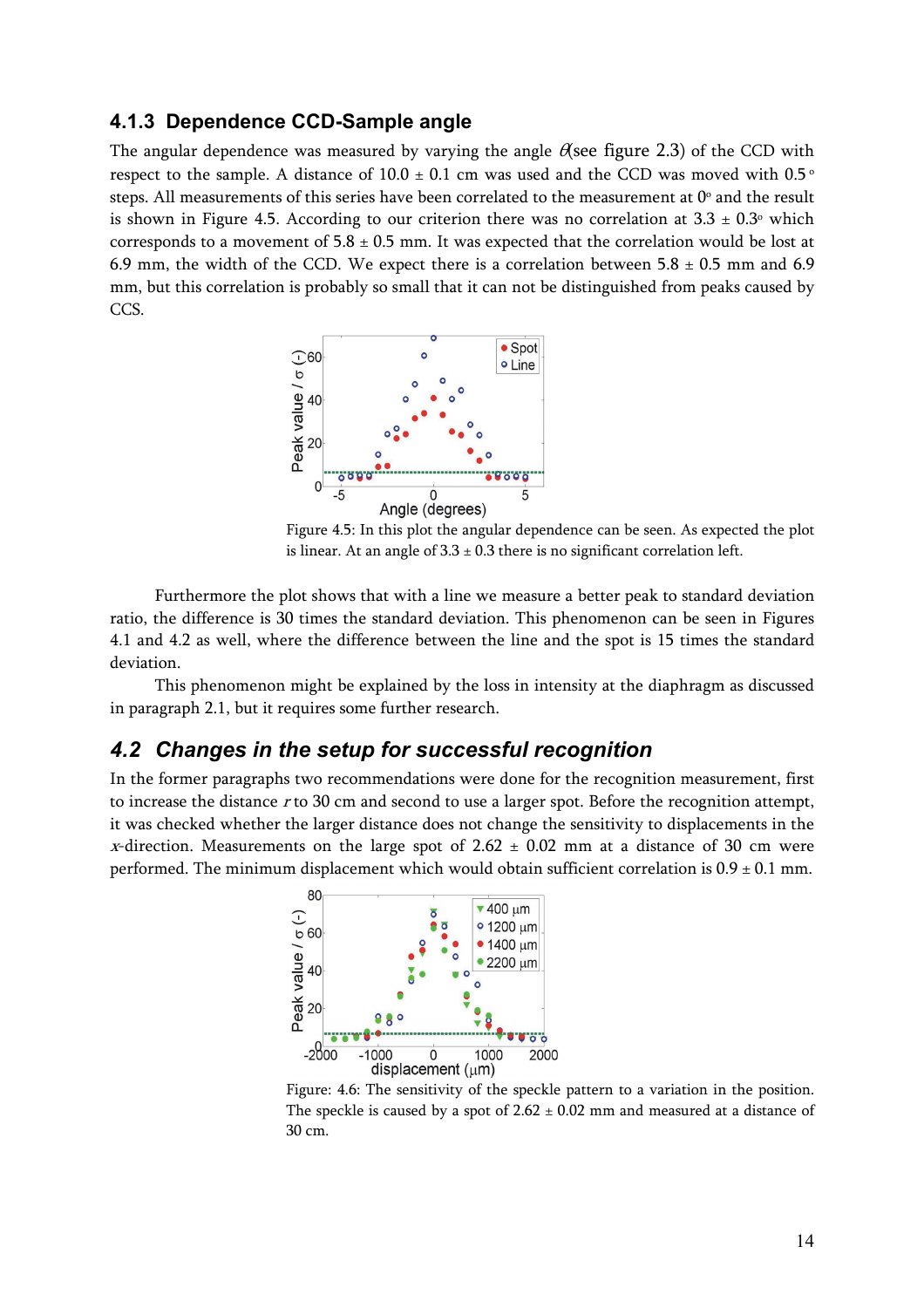### 4.1.3 Dependence CCD-Sample angle

The angular dependence was measured by varying the angle $\theta$(see figure 2.3) of the CCD with respect to the sample. A distance of 10.0 ± 0.1 cm was used and the CCD was moved with 0.5° steps. All measurements of this series have been correlated to the measurement at 0° and the result is shown in Figure 4.5. According to our criterion there was no correlation at 3.3 ± 0.3° which corresponds to a movement of 5.8 ± 0.5 mm. It was expected that the correlation would be lost at 6.9 mm, the width of the CCD. We expect there is a correlation between 5.8 ± 0.5 mm and 6.9 mm, but this correlation is probably so small that it can not be distinguished from peaks caused by CCS.

Figure 4.5: In this plot the angular dependence can be seen. As expected the plot is linear. At an angle of 3.3 ± 0.3 there is no significant correlation left.

Furthermore the plot shows that with a line we measure a better peak to standard deviation ratio, the difference is 30 times the standard deviation. This phenomenon can be seen in Figures 4.1 and 4.2 as well, where the difference between the line and the spot is 15 times the standard deviation.

This phenomenon might be explained by the loss in intensity at the diaphragm as discussed in paragraph 2.1, but it requires some further research.

## *4.2 Changes in the setup for successful recognition*

In the former paragraphs two recommendations were done for the recognition measurement, first to increase the distance $r$ to 30 cm and second to use a larger spot. Before the recognition attempt, it was checked whether the larger distance does not change the sensitivity to displacements in the $x$-direction. Measurements on the large spot of 2.62 ± 0.02 mm at a distance of 30 cm were performed. The minimum displacement which would obtain sufficient correlation is 0.9 ± 0.1 mm.

Figure: 4.6: The sensitivity of the speckle pattern to a variation in the position. The speckle is caused by a spot of 2.62 ± 0.02 mm and measured at a distance of 30 cm.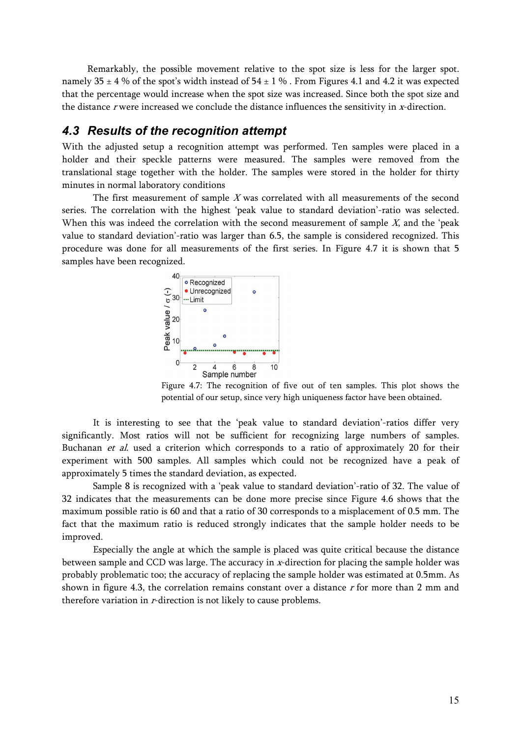Remarkably, the possible movement relative to the spot size is less for the larger spot. namely 35 ± 4 % of the spot's width instead of 54 ± 1 % . From Figures 4.1 and 4.2 it was expected that the percentage would increase when the spot size was increased. Since both the spot size and the distance $r$ were increased we conclude the distance influences the sensitivity in $x$-direction.

### 4.3 Results of the recognition attempt

With the adjusted setup a recognition attempt was performed. Ten samples were placed in a holder and their speckle patterns were measured. The samples were removed from the translational stage together with the holder. The samples were stored in the holder for thirty minutes in normal laboratory conditions

The first measurement of sample $X$ was correlated with all measurements of the second series. The correlation with the highest 'peak value to standard deviation'-ratio was selected. When this was indeed the correlation with the second measurement of sample $X$, and the 'peak value to standard deviation'-ratio was larger than 6.5, the sample is considered recognized. This procedure was done for all measurements of the first series. In Figure 4.7 it is shown that 5 samples have been recognized.

Figure 4.7: The recognition of five out of ten samples. This plot shows the potential of our setup, since very high uniqueness factor have been obtained.

It is interesting to see that the 'peak value to standard deviation'-ratios differ very significantly. Most ratios will not be sufficient for recognizing large numbers of samples. Buchanan *et al.* used a criterion which corresponds to a ratio of approximately 20 for their experiment with 500 samples. All samples which could not be recognized have a peak of approximately 5 times the standard deviation, as expected.

Sample 8 is recognized with a 'peak value to standard deviation'-ratio of 32. The value of 32 indicates that the measurements can be done more precise since Figure 4.6 shows that the maximum possible ratio is 60 and that a ratio of 30 corresponds to a misplacement of 0.5 mm. The fact that the maximum ratio is reduced strongly indicates that the sample holder needs to be improved.

Especially the angle at which the sample is placed was quite critical because the distance between sample and CCD was large. The accuracy in $x$-direction for placing the sample holder was probably problematic too; the accuracy of replacing the sample holder was estimated at 0.5mm. As shown in figure 4.3, the correlation remains constant over a distance $r$ for more than 2 mm and therefore variation in $r$-direction is not likely to cause problems.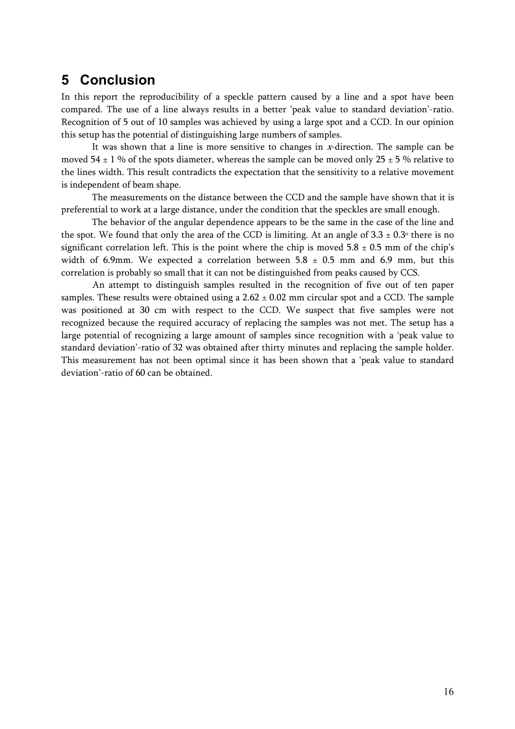# 5 Conclusion

In this report the reproducibility of a speckle pattern caused by a line and a spot have been compared. The use of a line always results in a better 'peak value to standard deviation'-ratio. Recognition of 5 out of 10 samples was achieved by using a large spot and a CCD. In our opinion this setup has the potential of distinguishing large numbers of samples.

It was shown that a line is more sensitive to changes in *x*-direction. The sample can be moved $54 \pm 1$ % of the spots diameter, whereas the sample can be moved only $25 \pm 5$ % relative to the lines width. This result contradicts the expectation that the sensitivity to a relative movement is independent of beam shape.

The measurements on the distance between the CCD and the sample have shown that it is preferential to work at a large distance, under the condition that the speckles are small enough.

The behavior of the angular dependence appears to be the same in the case of the line and the spot. We found that only the area of the CCD is limiting. At an angle of $3.3 \pm 0.3^{\circ}$ there is no significant correlation left. This is the point where the chip is moved $5.8 \pm 0.5$ mm of the chip's width of 6.9mm. We expected a correlation between $5.8 \pm 0.5$ mm and 6.9 mm, but this correlation is probably so small that it can not be distinguished from peaks caused by CCS.

An attempt to distinguish samples resulted in the recognition of five out of ten paper samples. These results were obtained using a $2.62 \pm 0.02$ mm circular spot and a CCD. The sample was positioned at 30 cm with respect to the CCD. We suspect that five samples were not recognized because the required accuracy of replacing the samples was not met. The setup has a large potential of recognizing a large amount of samples since recognition with a 'peak value to standard deviation'-ratio of 32 was obtained after thirty minutes and replacing the sample holder. This measurement has not been optimal since it has been shown that a 'peak value to standard deviation'-ratio of 60 can be obtained.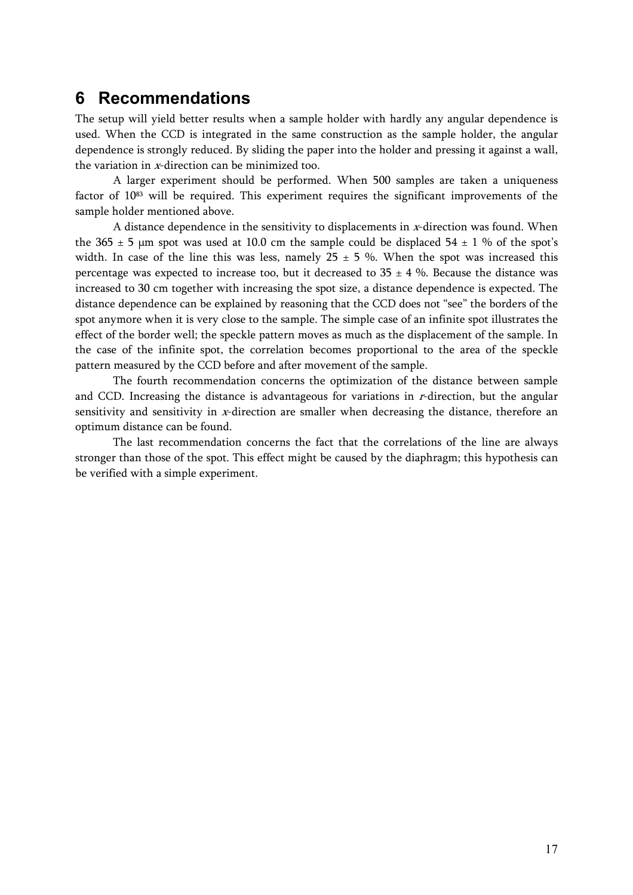# 6 Recommendations

The setup will yield better results when a sample holder with hardly any angular dependence is used. When the CCD is integrated in the same construction as the sample holder, the angular dependence is strongly reduced. By sliding the paper into the holder and pressing it against a wall, the variation in *x*-direction can be minimized too.

A larger experiment should be performed. When 500 samples are taken a uniqueness factor of $10^{83}$ will be required. This experiment requires the significant improvements of the sample holder mentioned above.

A distance dependence in the sensitivity to displacements in *x*-direction was found. When the $365 \pm 5$ μm spot was used at 10.0 cm the sample could be displaced $54 \pm 1$ % of the spot's width. In case of the line this was less, namely $25 \pm 5$ %. When the spot was increased this percentage was expected to increase too, but it decreased to $35 \pm 4$ %. Because the distance was increased to 30 cm together with increasing the spot size, a distance dependence is expected. The distance dependence can be explained by reasoning that the CCD does not "see" the borders of the spot anymore when it is very close to the sample. The simple case of an infinite spot illustrates the effect of the border well; the speckle pattern moves as much as the displacement of the sample. In the case of the infinite spot, the correlation becomes proportional to the area of the speckle pattern measured by the CCD before and after movement of the sample.

The fourth recommendation concerns the optimization of the distance between sample and CCD. Increasing the distance is advantageous for variations in *r*-direction, but the angular sensitivity and sensitivity in *x*-direction are smaller when decreasing the distance, therefore an optimum distance can be found.

The last recommendation concerns the fact that the correlations of the line are always stronger than those of the spot. This effect might be caused by the diaphragm; this hypothesis can be verified with a simple experiment.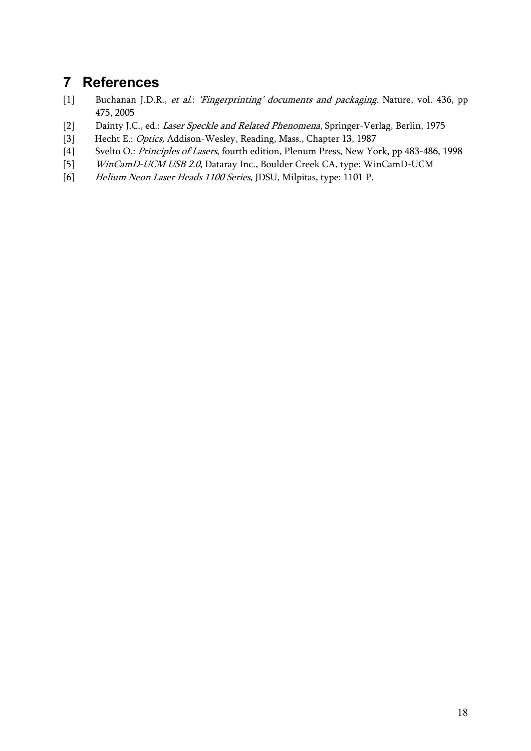# 7 References

[1] Buchanan J.D.R., *et al.*: *'Fingerprinting' documents and packaging*. Nature, vol. 436, pp 475, 2005

[2] Dainty J.C., ed.: *Laser Speckle and Related Phenomena*, Springer-Verlag, Berlin, 1975

[3] Hecht E.: *Optics,* Addison-Wesley, Reading, Mass., Chapter 13, 1987

[4] Svelto O.: *Principles of Lasers*, fourth edition, Plenum Press, New York, pp 483-486, 1998

[5] *WinCamD-UCM USB 2.0*, Dataray Inc., Boulder Creek CA, type: WinCamD-UCM

[6] *Helium Neon Laser Heads 1100 Series*, JDSU, Milpitas, type: 1101 P.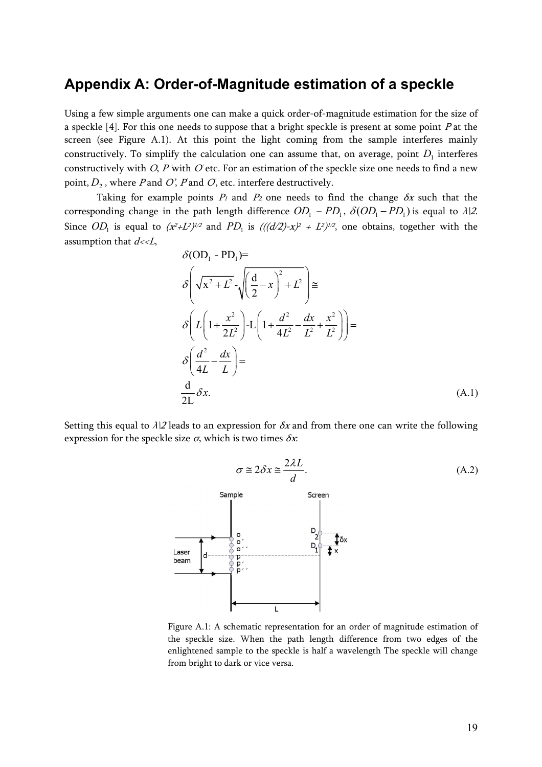## Appendix A: Order-of-Magnitude estimation of a speckle

Using a few simple arguments one can make a quick order-of-magnitude estimation for the size of a speckle [4]. For this one needs to suppose that a bright speckle is present at some point $P$ at the screen (see Figure A.1). At this point the light coming from the sample interferes mainly constructively. To simplify the calculation one can assume that, on average, point $D_1$ interferes constructively with $O$, $P'$ with $O'$ etc. For an estimation of the speckle size one needs to find a new point, $D_2$, where $P$ and $O'$, $P'$ and $O'$, etc. interfere destructively.

Taking for example points $P_1$ and $P_2$ one needs to find the change $\delta x$ such that the corresponding change in the path length difference $OD_1 - PD_1$, $\delta(OD_1 - PD_1)$ is equal to $\lambda/2$. Since $OD_1$ is equal to $(x^2+L^2)^{1/2}$ and $PD_1$ is $(((d/2)-x)^2 + L^2)^{1/2}$, one obtains, together with the assumption that $d<<L$,

$$
\begin{aligned}
&\delta(\mathrm{OD}_1 - \mathrm{PD}_1)= \\
&\delta\left(\sqrt{x^2+L^2} - \sqrt{\left(\frac{d}{2}-x\right)^2 + L^2}\right) \cong \\
&\delta\left(L\left(1+\frac{x^2}{2L^2}\right) - L\left(1+\frac{d^2}{4L^2}-\frac{dx}{L^2}+\frac{x^2}{L^2}\right)\right) = \\
&\delta\left(\frac{d^2}{4L}-\frac{dx}{L}\right) = \\
&\frac{d}{2L}\delta x. \qquad \text{(A.1)}
\end{aligned}
$$

Setting this equal to $\lambda/2$ leads to an expression for $\delta x$ and from there one can write the following expression for the speckle size $\sigma$, which is two times $\delta x$:

$$
\sigma \cong 2\delta x \cong \frac{2\lambda L}{d}. \qquad \text{(A.2)}
$$

Figure A.1: A schematic representation for an order of magnitude estimation of the speckle size. When the path length difference from two edges of the enlightened sample to the speckle is half a wavelength The speckle will change from bright to dark or vice versa.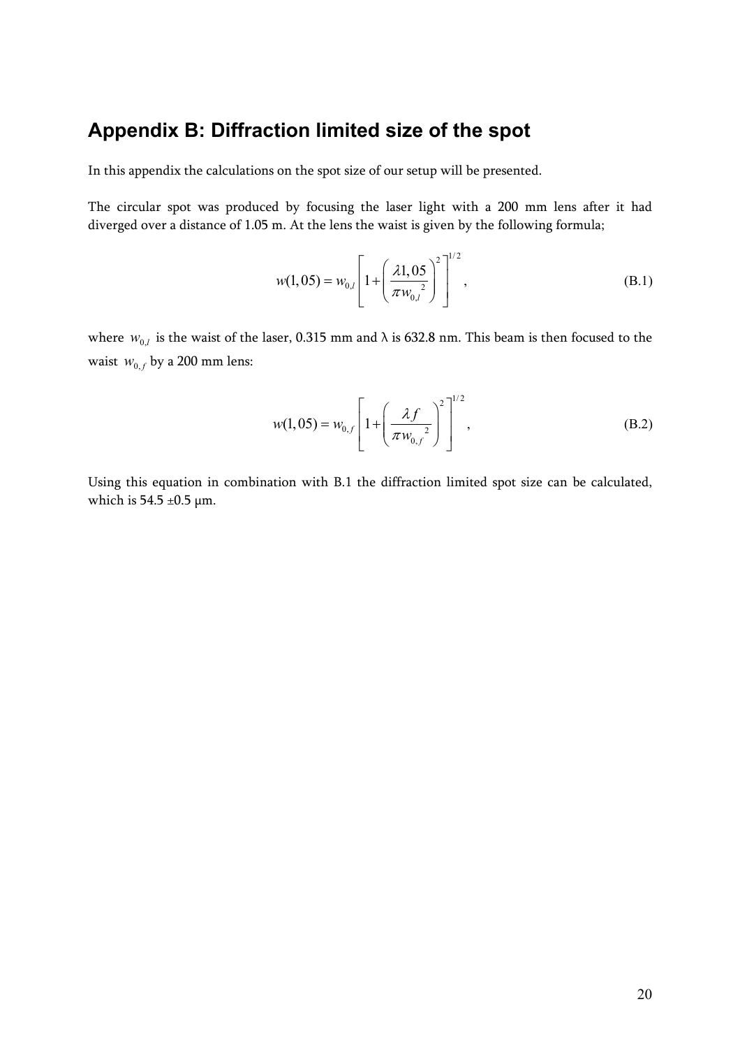# Appendix B: Diffraction limited size of the spot

In this appendix the calculations on the spot size of our setup will be presented.

The circular spot was produced by focusing the laser light with a 200 mm lens after it had diverged over a distance of 1.05 m. At the lens the waist is given by the following formula;

$$w(1,05) = w_{0,l}\left[1+\left(\frac{\lambda 1,05}{\pi {w_{0,l}}^{2}}\right)^{2}\right]^{1/2}, \tag{B.1}$$

where $w_{0,l}$ is the waist of the laser, 0.315 mm and $\lambda$ is 632.8 nm. This beam is then focused to the waist $w_{0,f}$ by a 200 mm lens:

$$w(1,05) = w_{0,f}\left[1+\left(\frac{\lambda f}{\pi {w_{0,f}}^{2}}\right)^{2}\right]^{1/2}, \tag{B.2}$$

Using this equation in combination with B.1 the diffraction limited spot size can be calculated, which is 54.5 ±0.5 μm.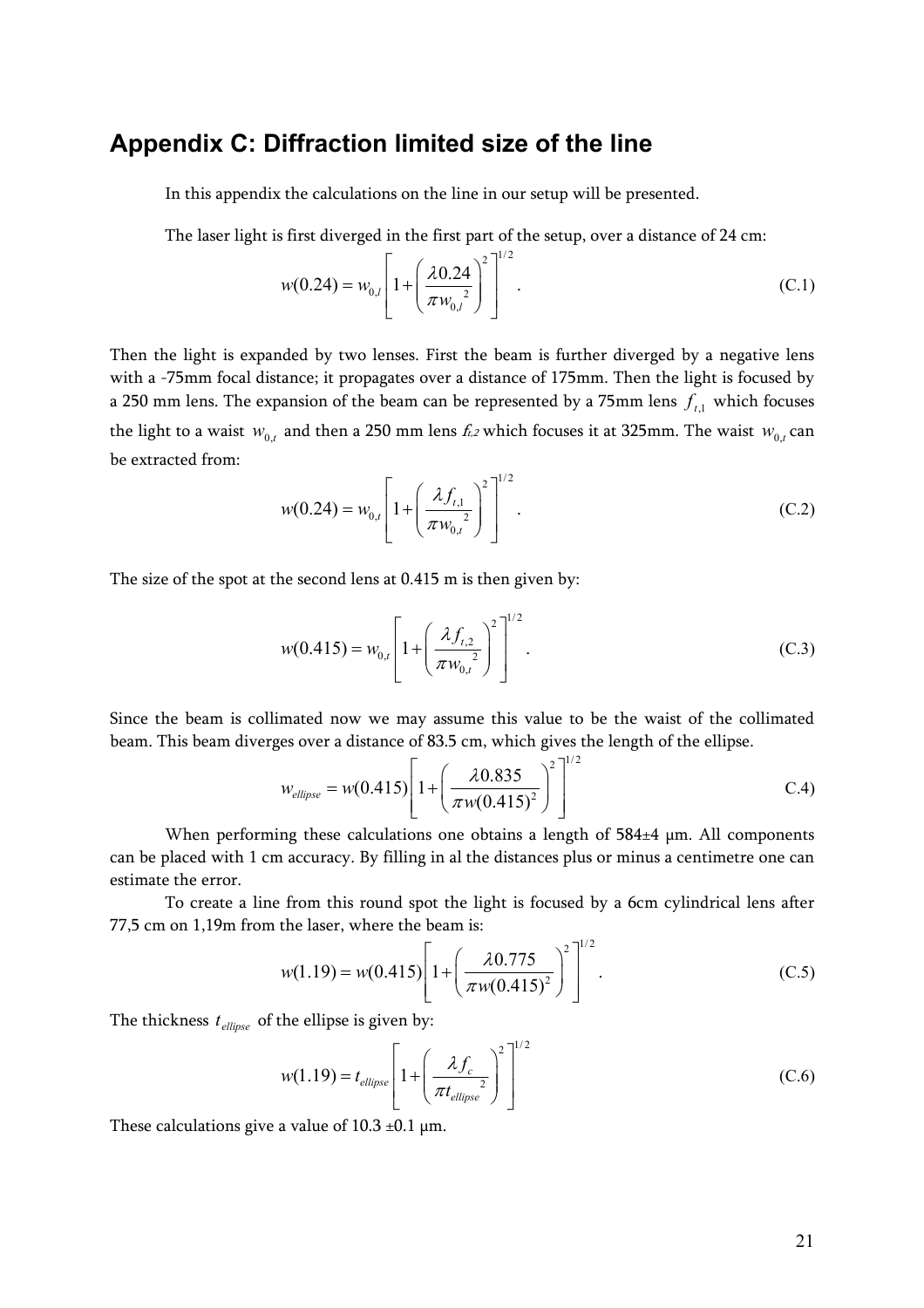## Appendix C: Diffraction limited size of the line

In this appendix the calculations on the line in our setup will be presented.

The laser light is first diverged in the first part of the setup, over a distance of 24 cm:

$$w(0.24) = w_{0,l}\left[1+\left(\frac{\lambda 0.24}{\pi w_{0,l}{}^{2}}\right)^{2}\right]^{1/2}. \tag{C.1}$$

Then the light is expanded by two lenses. First the beam is further diverged by a negative lens with a -75mm focal distance; it propagates over a distance of 175mm. Then the light is focused by a 250 mm lens. The expansion of the beam can be represented by a 75mm lens $f_{t,1}$ which focuses the light to a waist $w_{0,t}$ and then a 250 mm lens $f_{t,2}$ which focuses it at 325mm. The waist $w_{0,t}$ can be extracted from:

$$w(0.24) = w_{0,t}\left[1+\left(\frac{\lambda f_{t,1}}{\pi w_{0,t}{}^{2}}\right)^{2}\right]^{1/2}. \tag{C.2}$$

The size of the spot at the second lens at 0.415 m is then given by:

$$w(0.415) = w_{0,t}\left[1+\left(\frac{\lambda f_{t,2}}{\pi w_{0,t}{}^{2}}\right)^{2}\right]^{1/2}. \tag{C.3}$$

Since the beam is collimated now we may assume this value to be the waist of the collimated beam. This beam diverges over a distance of 83.5 cm, which gives the length of the ellipse.

$$w_{ellipse} = w(0.415)\left[1+\left(\frac{\lambda 0.835}{\pi w(0.415)^{2}}\right)^{2}\right]^{1/2} \tag{C.4}$$

When performing these calculations one obtains a length of 584±4 μm. All components can be placed with 1 cm accuracy. By filling in al the distances plus or minus a centimetre one can estimate the error.

To create a line from this round spot the light is focused by a 6cm cylindrical lens after 77,5 cm on 1,19m from the laser, where the beam is:

$$w(1.19) = w(0.415)\left[1+\left(\frac{\lambda 0.775}{\pi w(0.415)^{2}}\right)^{2}\right]^{1/2}. \tag{C.5}$$

The thickness $t_{ellipse}$ of the ellipse is given by:

$$w(1.19) = t_{ellipse}\left[1+\left(\frac{\lambda f_{c}}{\pi t_{ellipse}{}^{2}}\right)^{2}\right]^{1/2} \tag{C.6}$$

These calculations give a value of 10.3 ±0.1 μm.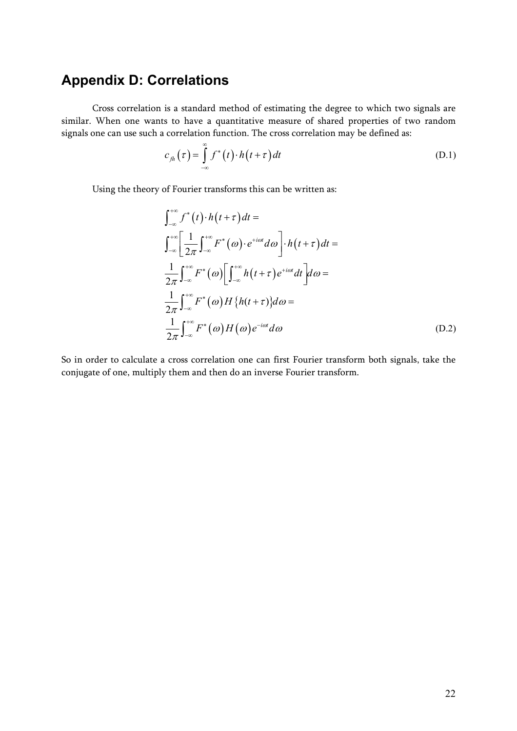# Appendix D: Correlations

Cross correlation is a standard method of estimating the degree to which two signals are similar. When one wants to have a quantitative measure of shared properties of two random signals one can use such a correlation function. The cross correlation may be defined as:

$$c_{fh}(\tau) = \int_{-\infty}^{\infty} f^*(t) \cdot h(t+\tau)\, dt \tag{D.1}$$

Using the theory of Fourier transforms this can be written as:

$$\begin{aligned}
&\int_{-\infty}^{+\infty} f^*(t) \cdot h(t+\tau)\, dt = \\
&\int_{-\infty}^{+\infty} \left[ \frac{1}{2\pi} \int_{-\infty}^{+\infty} F^*(\omega) \cdot e^{+i\omega t} d\omega \right] \cdot h(t+\tau)\, dt = \\
&\frac{1}{2\pi} \int_{-\infty}^{+\infty} F^*(\omega) \left[ \int_{-\infty}^{+\infty} h(t+\tau) e^{+i\omega t} dt \right] d\omega = \\
&\frac{1}{2\pi} \int_{-\infty}^{+\infty} F^*(\omega) H\{h(t+\tau)\} d\omega = \\
&\frac{1}{2\pi} \int_{-\infty}^{+\infty} F^*(\omega) H(\omega) e^{-i\omega t} d\omega
\end{aligned} \tag{D.2}$$

So in order to calculate a cross correlation one can first Fourier transform both signals, take the conjugate of one, multiply them and then do an inverse Fourier transform.